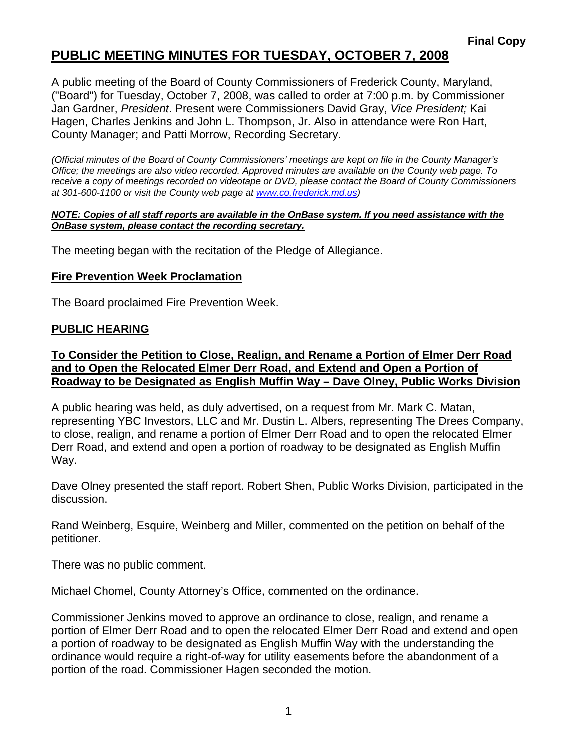**Final Copy**

# PUBLIC MEETING MINUTES FOR TUESDAY, OCTOBER 7, 2008

A public meeting of the Board of County Commissioners of Frederick County, Maryland, ("Board") for Tuesday, October 7, 2008, was called to order at 7:00 p.m. by Commissioner Jan Gardner, *President*. Present were Commissioners David Gray, *Vice President;* Kai Hagen, Charles Jenkins and John L. Thompson, Jr. Also in attendance were Ron Hart, County Manager; and Patti Morrow, Recording Secretary.

*(Official minutes of the Board of County Commissioners' meetings are kept on file in the County Manager's Office; the meetings are also video recorded. Approved minutes are available on the County web page. To receive a copy of meetings recorded on videotape or DVD, please contact the Board of County Commissioners at 301-600-1100 or visit the County web page at www.co.frederick.md.us)*

***NOTE: Copies of all staff reports are available in the OnBase system. If you need assistance with the OnBase system, please contact the recording secretary.***

The meeting began with the recitation of the Pledge of Allegiance.

## Fire Prevention Week Proclamation

The Board proclaimed Fire Prevention Week.

## PUBLIC HEARING

### To Consider the Petition to Close, Realign, and Rename a Portion of Elmer Derr Road and to Open the Relocated Elmer Derr Road, and Extend and Open a Portion of Roadway to be Designated as English Muffin Way – Dave Olney, Public Works Division

A public hearing was held, as duly advertised, on a request from Mr. Mark C. Matan, representing YBC Investors, LLC and Mr. Dustin L. Albers, representing The Drees Company, to close, realign, and rename a portion of Elmer Derr Road and to open the relocated Elmer Derr Road, and extend and open a portion of roadway to be designated as English Muffin Way.

Dave Olney presented the staff report. Robert Shen, Public Works Division, participated in the discussion.

Rand Weinberg, Esquire, Weinberg and Miller, commented on the petition on behalf of the petitioner.

There was no public comment.

Michael Chomel, County Attorney's Office, commented on the ordinance.

Commissioner Jenkins moved to approve an ordinance to close, realign, and rename a portion of Elmer Derr Road and to open the relocated Elmer Derr Road and extend and open a portion of roadway to be designated as English Muffin Way with the understanding the ordinance would require a right-of-way for utility easements before the abandonment of a portion of the road. Commissioner Hagen seconded the motion.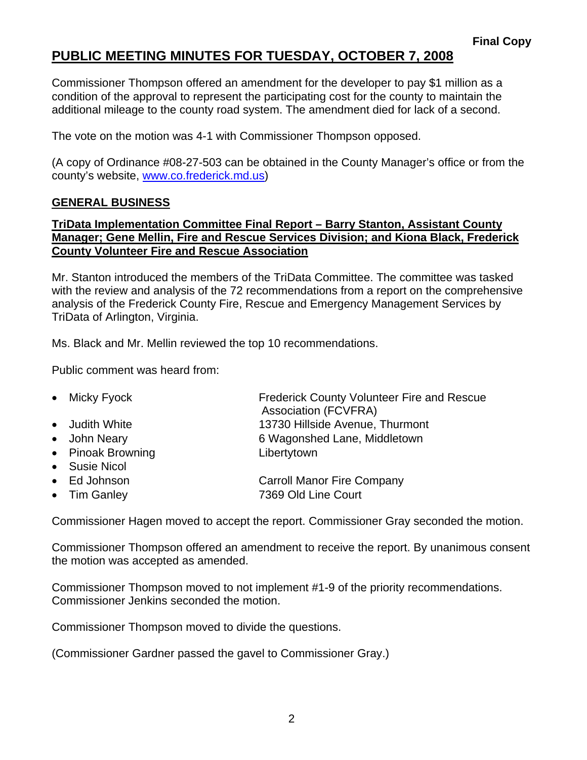**Final Copy**

# PUBLIC MEETING MINUTES FOR TUESDAY, OCTOBER 7, 2008

Commissioner Thompson offered an amendment for the developer to pay $1 million as a condition of the approval to represent the participating cost for the county to maintain the additional mileage to the county road system. The amendment died for lack of a second.

The vote on the motion was 4-1 with Commissioner Thompson opposed.

(A copy of Ordinance #08-27-503 can be obtained in the County Manager's office or from the county's website, www.co.frederick.md.us)

## GENERAL BUSINESS

### TriData Implementation Committee Final Report – Barry Stanton, Assistant County Manager; Gene Mellin, Fire and Rescue Services Division; and Kiona Black, Frederick County Volunteer Fire and Rescue Association

Mr. Stanton introduced the members of the TriData Committee. The committee was tasked with the review and analysis of the 72 recommendations from a report on the comprehensive analysis of the Frederick County Fire, Rescue and Emergency Management Services by TriData of Arlington, Virginia.

Ms. Black and Mr. Mellin reviewed the top 10 recommendations.

Public comment was heard from:

- Micky Fyock — Frederick County Volunteer Fire and Rescue Association (FCVFRA)
- Judith White — 13730 Hillside Avenue, Thurmont
- John Neary — 6 Wagonshed Lane, Middletown
- Pinoak Browning — Libertytown
- Susie Nicol
- Ed Johnson — Carroll Manor Fire Company
- Tim Ganley — 7369 Old Line Court

Commissioner Hagen moved to accept the report. Commissioner Gray seconded the motion.

Commissioner Thompson offered an amendment to receive the report. By unanimous consent the motion was accepted as amended.

Commissioner Thompson moved to not implement #1-9 of the priority recommendations. Commissioner Jenkins seconded the motion.

Commissioner Thompson moved to divide the questions.

(Commissioner Gardner passed the gavel to Commissioner Gray.)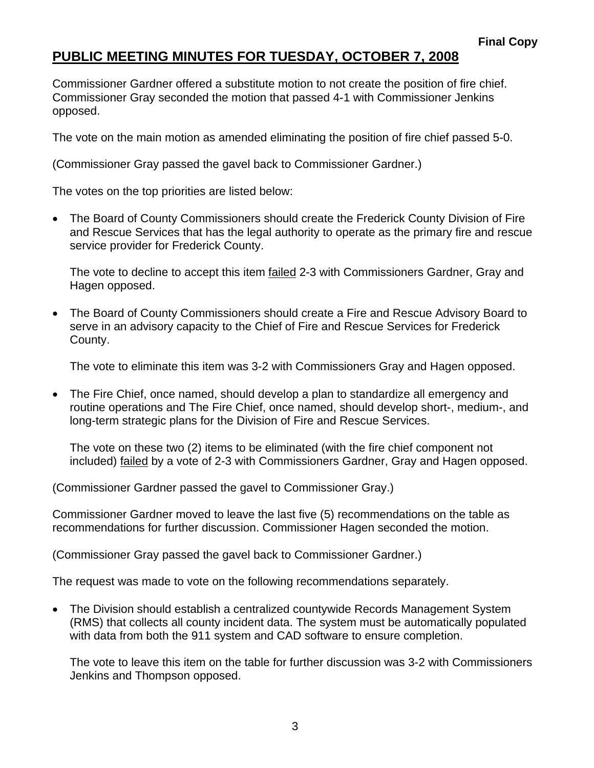**Final Copy**

# PUBLIC MEETING MINUTES FOR TUESDAY, OCTOBER 7, 2008

Commissioner Gardner offered a substitute motion to not create the position of fire chief. Commissioner Gray seconded the motion that passed 4-1 with Commissioner Jenkins opposed.

The vote on the main motion as amended eliminating the position of fire chief passed 5-0.

(Commissioner Gray passed the gavel back to Commissioner Gardner.)

The votes on the top priorities are listed below:

- The Board of County Commissioners should create the Frederick County Division of Fire and Rescue Services that has the legal authority to operate as the primary fire and rescue service provider for Frederick County.

  The vote to decline to accept this item <u>failed</u> 2-3 with Commissioners Gardner, Gray and Hagen opposed.

- The Board of County Commissioners should create a Fire and Rescue Advisory Board to serve in an advisory capacity to the Chief of Fire and Rescue Services for Frederick County.

  The vote to eliminate this item was 3-2 with Commissioners Gray and Hagen opposed.

- The Fire Chief, once named, should develop a plan to standardize all emergency and routine operations and The Fire Chief, once named, should develop short-, medium-, and long-term strategic plans for the Division of Fire and Rescue Services.

  The vote on these two (2) items to be eliminated (with the fire chief component not included) <u>failed</u> by a vote of 2-3 with Commissioners Gardner, Gray and Hagen opposed.

(Commissioner Gardner passed the gavel to Commissioner Gray.)

Commissioner Gardner moved to leave the last five (5) recommendations on the table as recommendations for further discussion. Commissioner Hagen seconded the motion.

(Commissioner Gray passed the gavel back to Commissioner Gardner.)

The request was made to vote on the following recommendations separately.

- The Division should establish a centralized countywide Records Management System (RMS) that collects all county incident data. The system must be automatically populated with data from both the 911 system and CAD software to ensure completion.

  The vote to leave this item on the table for further discussion was 3-2 with Commissioners Jenkins and Thompson opposed.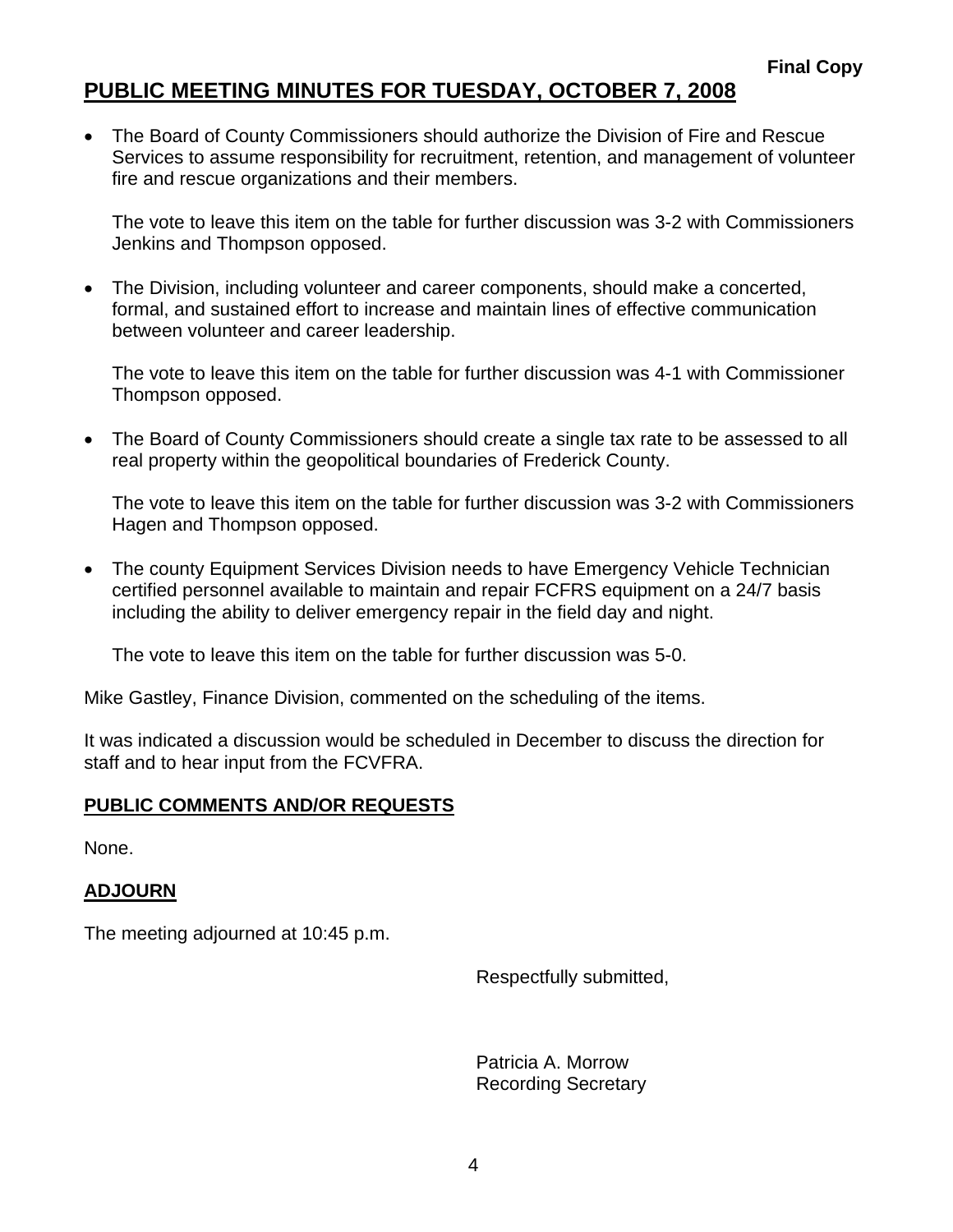**Final Copy**

# PUBLIC MEETING MINUTES FOR TUESDAY, OCTOBER 7, 2008

- The Board of County Commissioners should authorize the Division of Fire and Rescue Services to assume responsibility for recruitment, retention, and management of volunteer fire and rescue organizations and their members.

  The vote to leave this item on the table for further discussion was 3-2 with Commissioners Jenkins and Thompson opposed.

- The Division, including volunteer and career components, should make a concerted, formal, and sustained effort to increase and maintain lines of effective communication between volunteer and career leadership.

  The vote to leave this item on the table for further discussion was 4-1 with Commissioner Thompson opposed.

- The Board of County Commissioners should create a single tax rate to be assessed to all real property within the geopolitical boundaries of Frederick County.

  The vote to leave this item on the table for further discussion was 3-2 with Commissioners Hagen and Thompson opposed.

- The county Equipment Services Division needs to have Emergency Vehicle Technician certified personnel available to maintain and repair FCFRS equipment on a 24/7 basis including the ability to deliver emergency repair in the field day and night.

  The vote to leave this item on the table for further discussion was 5-0.

Mike Gastley, Finance Division, commented on the scheduling of the items.

It was indicated a discussion would be scheduled in December to discuss the direction for staff and to hear input from the FCVFRA.

## PUBLIC COMMENTS AND/OR REQUESTS

None.

## ADJOURN

The meeting adjourned at 10:45 p.m.

Respectfully submitted,

Patricia A. Morrow
Recording Secretary